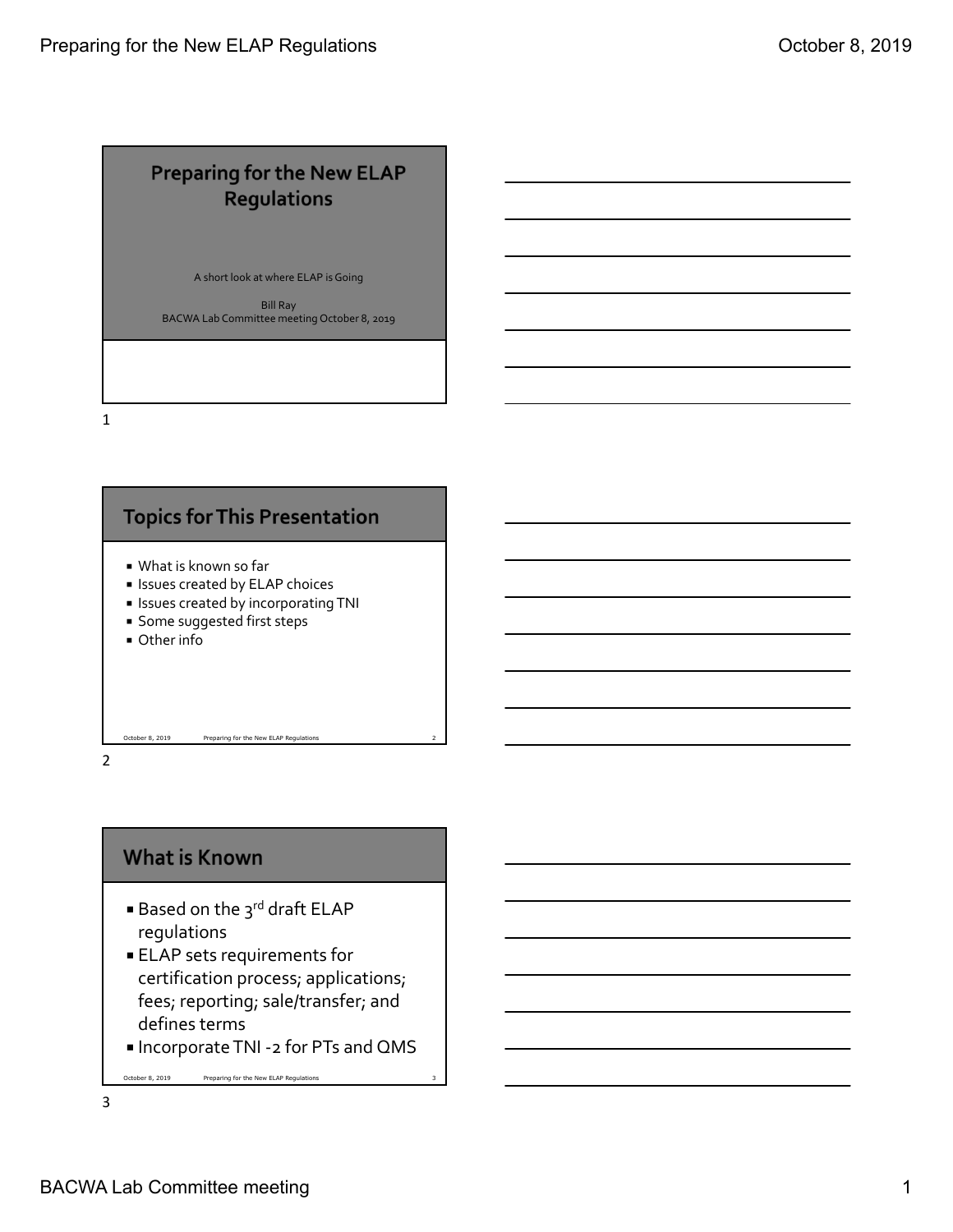# Preparing for the New ELAP Regulations

A short look at where ELAP is Going

Bill Ray
BACWA Lab Committee meeting October 8, 2019

## Topics for This Presentation

- What is known so far
- Issues created by ELAP choices
- Issues created by incorporating TNI
- Some suggested first steps
- Other info

## What is Known

- Based on the 3rd draft ELAP regulations
- ELAP sets requirements for certification process; applications; fees; reporting; sale/transfer; and defines terms
- Incorporate TNI -2 for PTs and QMS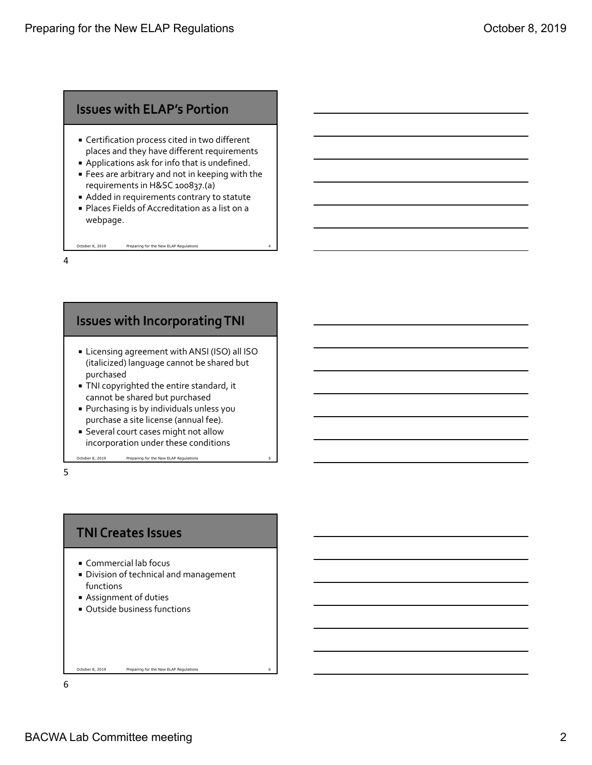## Issues with ELAP's Portion

- Certification process cited in two different places and they have different requirements
- Applications ask for info that is undefined.
- Fees are arbitrary and not in keeping with the requirements in H&SC 100837.(a)
- Added in requirements contrary to statute
- Places Fields of Accreditation as a list on a webpage.

## Issues with Incorporating TNI

- Licensing agreement with ANSI (ISO) all ISO (italicized) language cannot be shared but purchased
- TNI copyrighted the entire standard, it cannot be shared but purchased
- Purchasing is by individuals unless you purchase a site license (annual fee).
- Several court cases might not allow incorporation under these conditions

## TNI Creates Issues

- Commercial lab focus
- Division of technical and management functions
- Assignment of duties
- Outside business functions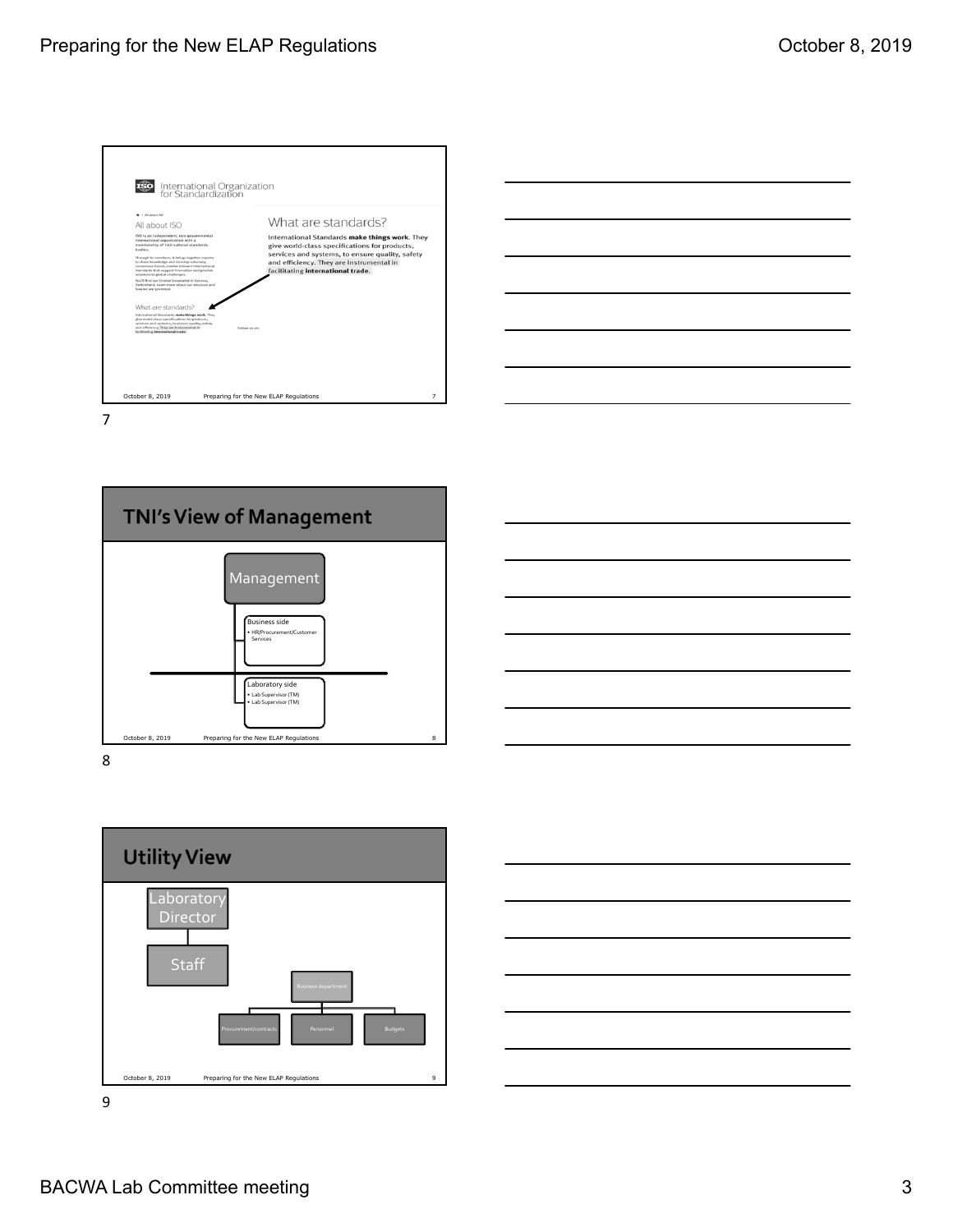International Organization for Standardization

All about ISO

ISO is an independent, non-governmental international organization with a membership of 163 national standards bodies.

Through its members, it brings together experts to share knowledge and develop voluntary, consensus-based, market relevant International Standards that support innovation and provide solutions to global challenges.

You'll find our Central Secretariat in Geneva, Switzerland. Learn more about our structure and how we are governed.

What are standards?

International Standards **make things work**. They give world-class specifications for products, services and systems, to ensure quality, safety and efficiency. They are instrumental in facilitating **international trade**.

Follow us on:

7

## TNI's View of Management

Management

Business side
- HR/Procurement/Customer Services

Laboratory side
- Lab Supervisor (TM)
- Lab Supervisor (TM)

8

## Utility View

Laboratory Director

Staff

Business department

Procurement/contracts | Personnel | Budgets

9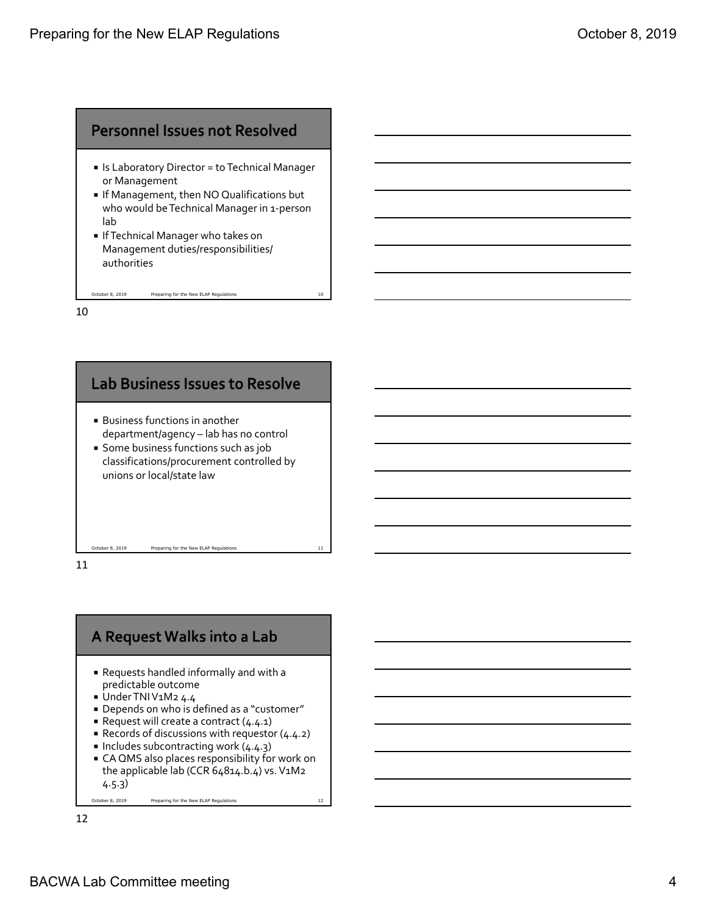## Personnel Issues not Resolved

- Is Laboratory Director = to Technical Manager or Management
- If Management, then NO Qualifications but who would be Technical Manager in 1-person lab
- If Technical Manager who takes on Management duties/responsibilities/ authorities

## Lab Business Issues to Resolve

- Business functions in another department/agency – lab has no control
- Some business functions such as job classifications/procurement controlled by unions or local/state law

## A Request Walks into a Lab

- Requests handled informally and with a predictable outcome
- Under TNI V1M2 4.4
- Depends on who is defined as a "customer"
- Request will create a contract (4.4.1)
- Records of discussions with requestor (4.4.2)
- Includes subcontracting work (4.4.3)
- CA QMS also places responsibility for work on the applicable lab (CCR 64814.b.4) vs. V1M2 4.5.3)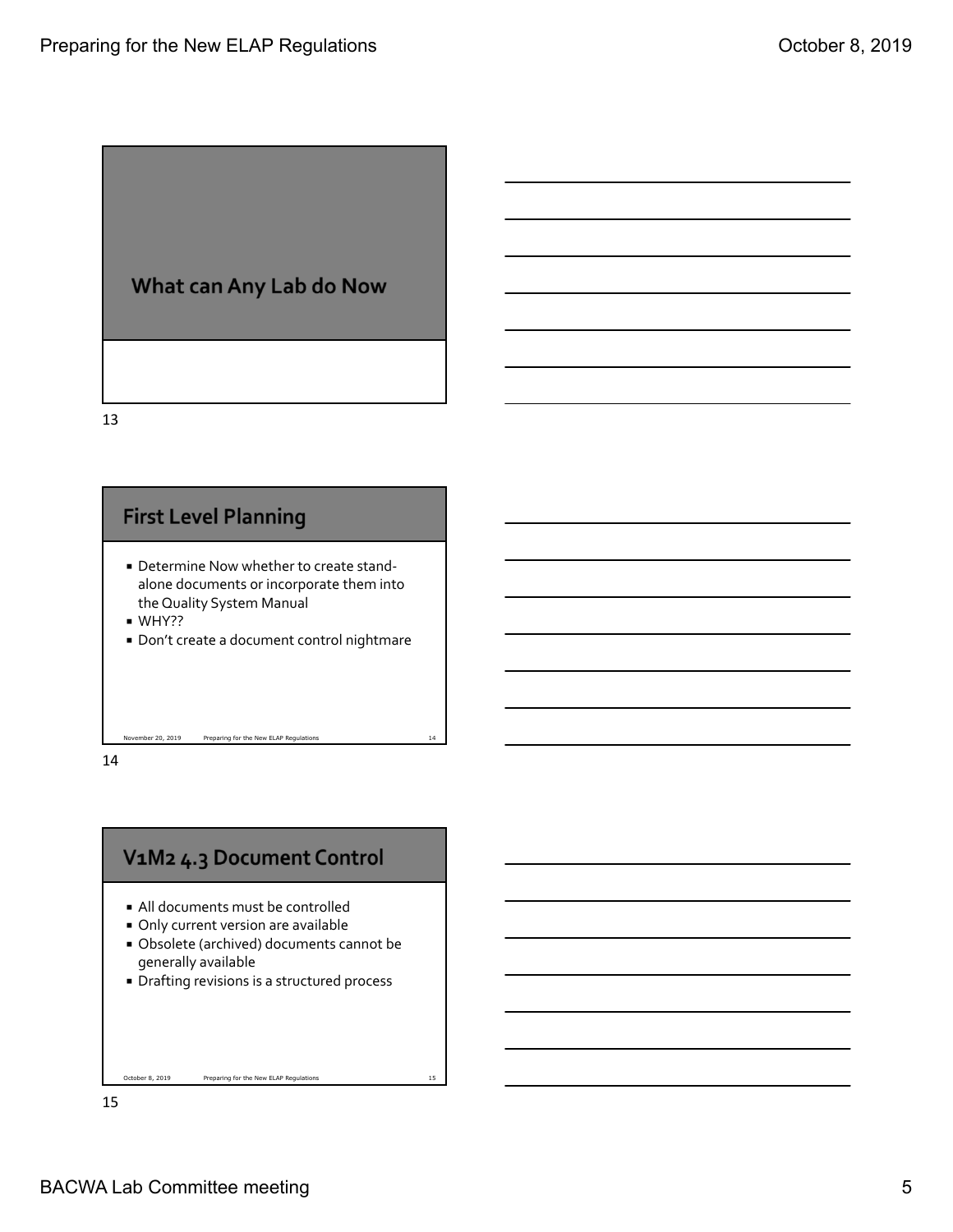## What can Any Lab do Now

## First Level Planning

- Determine Now whether to create stand-alone documents or incorporate them into the Quality System Manual
- WHY??
- Don't create a document control nightmare

## V1M2 4.3 Document Control

- All documents must be controlled
- Only current version are available
- Obsolete (archived) documents cannot be generally available
- Drafting revisions is a structured process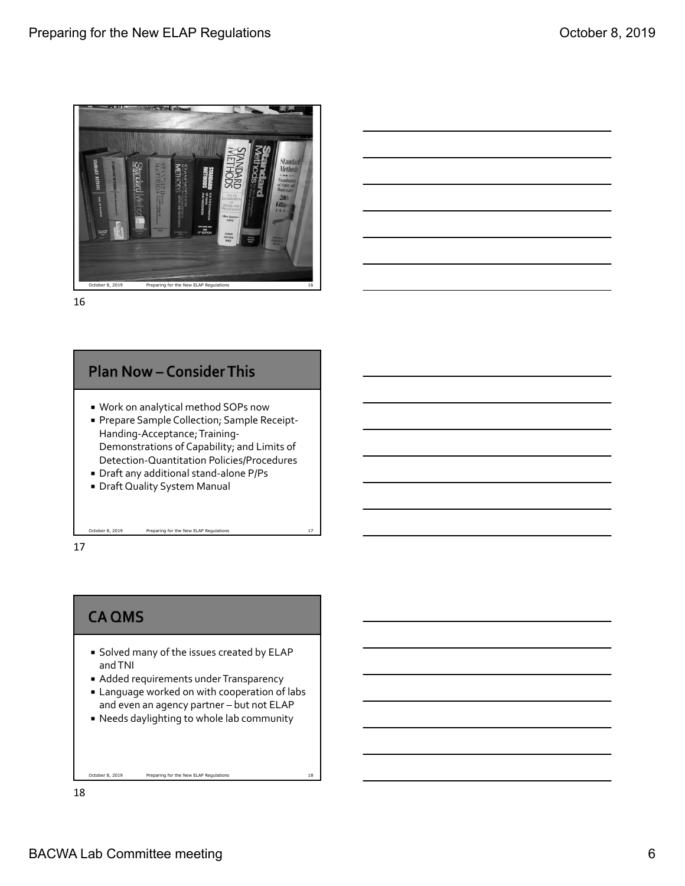## Plan Now – Consider This

- Work on analytical method SOPs now
- Prepare Sample Collection; Sample Receipt-Handing-Acceptance; Training-Demonstrations of Capability; and Limits of Detection-Quantitation Policies/Procedures
- Draft any additional stand-alone P/Ps
- Draft Quality System Manual

## CA QMS

- Solved many of the issues created by ELAP and TNI
- Added requirements under Transparency
- Language worked on with cooperation of labs and even an agency partner – but not ELAP
- Needs daylighting to whole lab community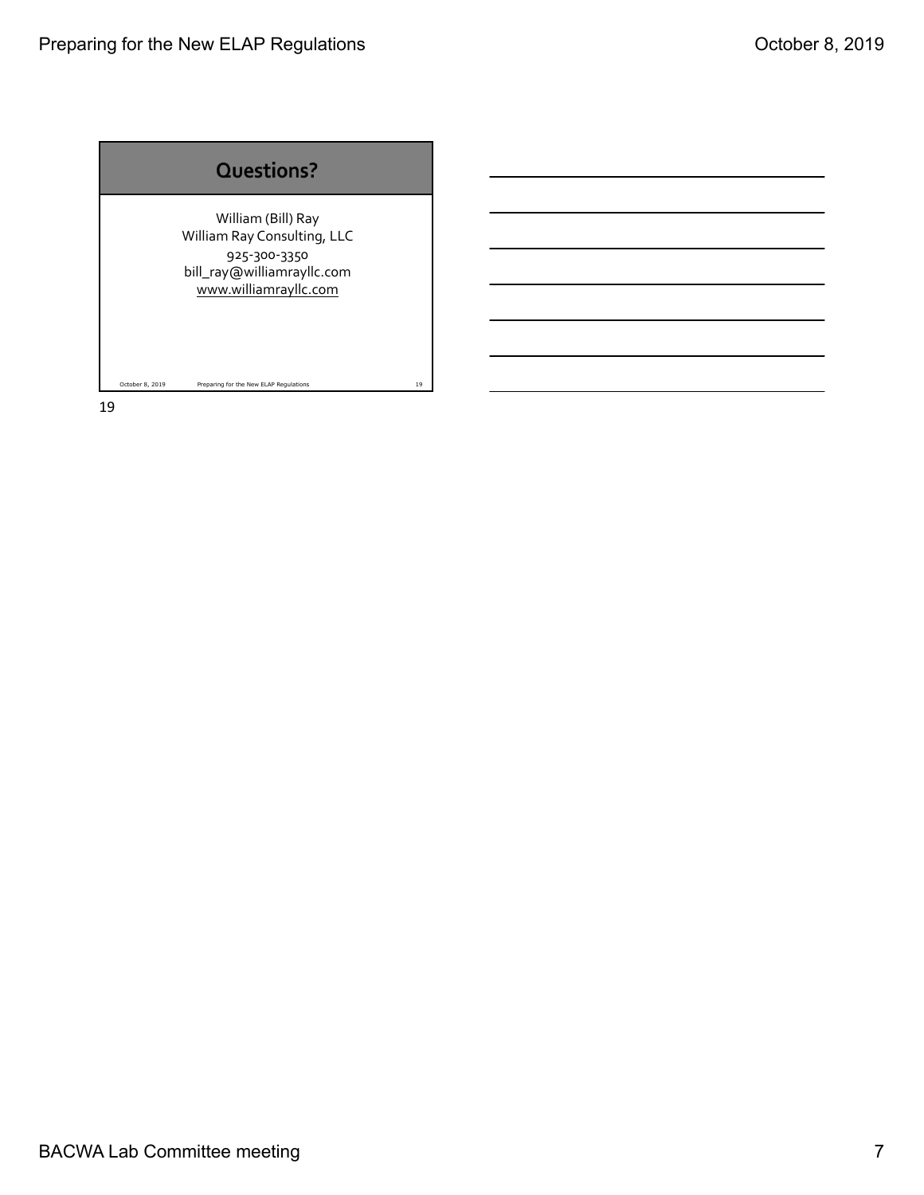## Questions?

William (Bill) Ray
William Ray Consulting, LLC
925-300-3350
bill_ray@williamrayllc.com
www.williamrayllc.com